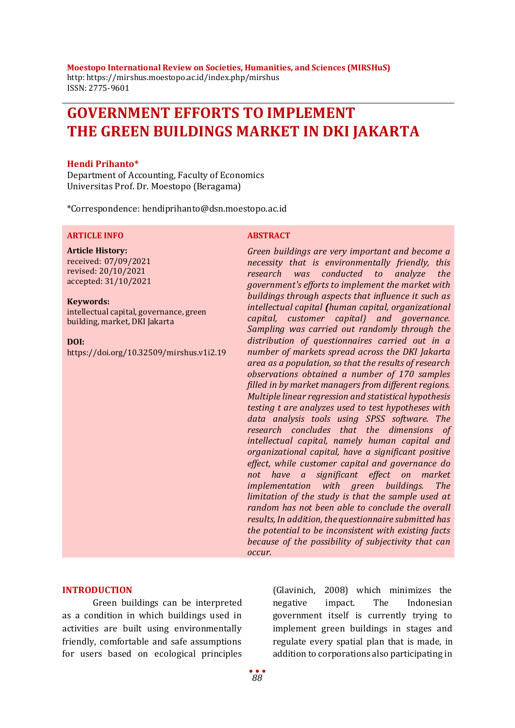**Moestopo International Review on Societies, Humanities, and Sciences (MIRSHuS)**
http: https://mirshus.moestopo.ac.id/index.php/mirshus
ISSN: 2775-9601

# GOVERNMENT EFFORTS TO IMPLEMENT THE GREEN BUILDINGS MARKET IN DKI JAKARTA

**Hendi Prihanto***
Department of Accounting, Faculty of Economics
Universitas Prof. Dr. Moestopo (Beragama)

*Correspondence: hendiprihanto@dsn.moestopo.ac.id

**ARTICLE INFO**

**Article History:**
received: 07/09/2021
revised: 20/10/2021
accepted: 31/10/2021

**Keywords:**
intellectual capital, governance, green building, market, DKI Jakarta

**DOI:**
https://doi.org/10.32509/mirshus.v1i2.19

**ABSTRACT**

*Green buildings are very important and become a necessity that is environmentally friendly, this research was conducted to analyze the government's efforts to implement the market with buildings through aspects that influence it such as intellectual capital (human capital, organizational capital, customer capital) and governance. Sampling was carried out randomly through the distribution of questionnaires carried out in a number of markets spread across the DKI Jakarta area as a population, so that the results of research observations obtained a number of 170 samples filled in by market managers from different regions. Multiple linear regression and statistical hypothesis testing t are analyzes used to test hypotheses with data analysis tools using SPSS software. The research concludes that the dimensions of intellectual capital, namely human capital and organizational capital, have a significant positive effect, while customer capital and governance do not have a significant effect on market implementation with green buildings. The limitation of the study is that the sample used at random has not been able to conclude the overall results, In addition, the questionnaire submitted has the potential to be inconsistent with existing facts because of the possibility of subjectivity that can occur.*

## INTRODUCTION

Green buildings can be interpreted as a condition in which buildings used in activities are built using environmentally friendly, comfortable and safe assumptions for users based on ecological principles (Glavinich, 2008) which minimizes the negative impact. The Indonesian government itself is currently trying to implement green buildings in stages and regulate every spatial plan that is made, in addition to corporations also participating in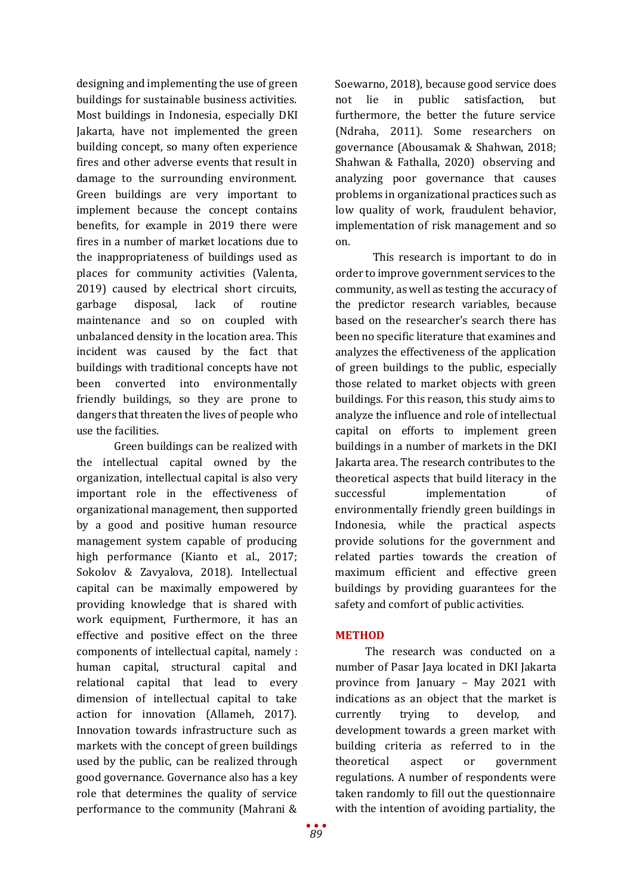designing and implementing the use of green buildings for sustainable business activities. Most buildings in Indonesia, especially DKI Jakarta, have not implemented the green building concept, so many often experience fires and other adverse events that result in damage to the surrounding environment. Green buildings are very important to implement because the concept contains benefits, for example in 2019 there were fires in a number of market locations due to the inappropriateness of buildings used as places for community activities (Valenta, 2019) caused by electrical short circuits, garbage disposal, lack of routine maintenance and so on coupled with unbalanced density in the location area. This incident was caused by the fact that buildings with traditional concepts have not been converted into environmentally friendly buildings, so they are prone to dangers that threaten the lives of people who use the facilities.

Green buildings can be realized with the intellectual capital owned by the organization, intellectual capital is also very important role in the effectiveness of organizational management, then supported by a good and positive human resource management system capable of producing high performance (Kianto et al., 2017; Sokolov & Zavyalova, 2018). Intellectual capital can be maximally empowered by providing knowledge that is shared with work equipment, Furthermore, it has an effective and positive effect on the three components of intellectual capital, namely : human capital, structural capital and relational capital that lead to every dimension of intellectual capital to take action for innovation (Allameh, 2017). Innovation towards infrastructure such as markets with the concept of green buildings used by the public, can be realized through good governance. Governance also has a key role that determines the quality of service performance to the community (Mahrani & Soewarno, 2018), because good service does not lie in public satisfaction, but furthermore, the better the future service (Ndraha, 2011). Some researchers on governance (Abousamak & Shahwan, 2018; Shahwan & Fathalla, 2020) observing and analyzing poor governance that causes problems in organizational practices such as low quality of work, fraudulent behavior, implementation of risk management and so on.

This research is important to do in order to improve government services to the community, as well as testing the accuracy of the predictor research variables, because based on the researcher's search there has been no specific literature that examines and analyzes the effectiveness of the application of green buildings to the public, especially those related to market objects with green buildings. For this reason, this study aims to analyze the influence and role of intellectual capital on efforts to implement green buildings in a number of markets in the DKI Jakarta area. The research contributes to the theoretical aspects that build literacy in the successful implementation of environmentally friendly green buildings in Indonesia, while the practical aspects provide solutions for the government and related parties towards the creation of maximum efficient and effective green buildings by providing guarantees for the safety and comfort of public activities.

## METHOD

The research was conducted on a number of Pasar Jaya located in DKI Jakarta province from January – May 2021 with indications as an object that the market is currently trying to develop, and development towards a green market with building criteria as referred to in the theoretical aspect or government regulations. A number of respondents were taken randomly to fill out the questionnaire with the intention of avoiding partiality, the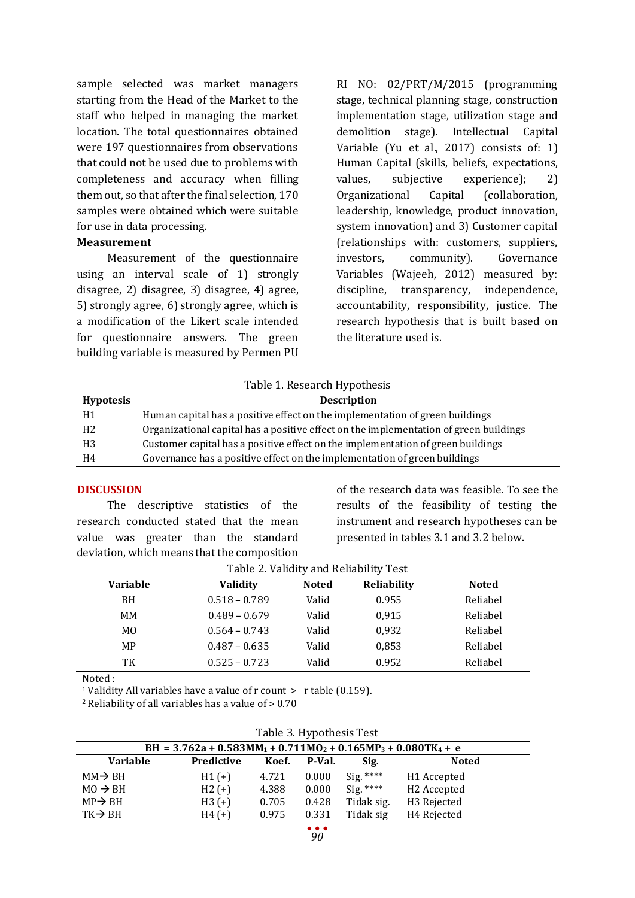sample selected was market managers starting from the Head of the Market to the staff who helped in managing the market location. The total questionnaires obtained were 197 questionnaires from observations that could not be used due to problems with completeness and accuracy when filling them out, so that after the final selection, 170 samples were obtained which were suitable for use in data processing.

**Measurement**

Measurement of the questionnaire using an interval scale of 1) strongly disagree, 2) disagree, 3) disagree, 4) agree, 5) strongly agree, 6) strongly agree, which is a modification of the Likert scale intended for questionnaire answers. The green building variable is measured by Permen PU RI NO: 02/PRT/M/2015 (programming stage, technical planning stage, construction implementation stage, utilization stage and demolition stage). Intellectual Capital Variable (Yu et al., 2017) consists of: 1) Human Capital (skills, beliefs, expectations, values, subjective experience); 2) Organizational Capital (collaboration, leadership, knowledge, product innovation, system innovation) and 3) Customer capital (relationships with: customers, suppliers, investors, community). Governance Variables (Wajeeh, 2012) measured by: discipline, transparency, independence, accountability, responsibility, justice. The research hypothesis that is built based on the literature used is.

Table 1. Research Hypothesis

| Hypotesis | Description |
|---|---|
| H1 | Human capital has a positive effect on the implementation of green buildings |
| H2 | Organizational capital has a positive effect on the implementation of green buildings |
| H3 | Customer capital has a positive effect on the implementation of green buildings |
| H4 | Governance has a positive effect on the implementation of green buildings |

## DISCUSSION

The descriptive statistics of the research conducted stated that the mean value was greater than the standard deviation, which means that the composition of the research data was feasible. To see the results of the feasibility of testing the instrument and research hypotheses can be presented in tables 3.1 and 3.2 below.

Table 2. Validity and Reliability Test

| Variable | Validity | Noted | Reliability | Noted |
|---|---|---|---|---|
| BH | 0.518 – 0.789 | Valid | 0.955 | Reliabel |
| MM | 0.489 – 0.679 | Valid | 0,915 | Reliabel |
| MO | 0.564 – 0.743 | Valid | 0,932 | Reliabel |
| MP | 0.487 – 0.635 | Valid | 0,853 | Reliabel |
| TK | 0.525 – 0.723 | Valid | 0.952 | Reliabel |

Noted :
[1] Validity All variables have a value of r count > r table (0.159).
[2] Reliability of all variables has a value of > 0.70

Table 3. Hypothesis Test

$$BH = 3.762a + 0.583MM_1 + 0.711MO_2 + 0.165MP_3 + 0.080TK_4 + e$$

| Variable | Predictive | Koef. | P-Val. | Sig. | Noted |
|---|---|---|---|---|---|
| MM→ BH | H1 (+) | 4.721 | 0.000 | Sig. **** | H1 Accepted |
| MO → BH | H2 (+) | 4.388 | 0.000 | Sig. **** | H2 Accepted |
| MP→ BH | H3 (+) | 0.705 | 0.428 | Tidak sig. | H3 Rejected |
| TK→ BH | H4 (+) | 0.975 | 0.331 | Tidak sig | H4 Rejected |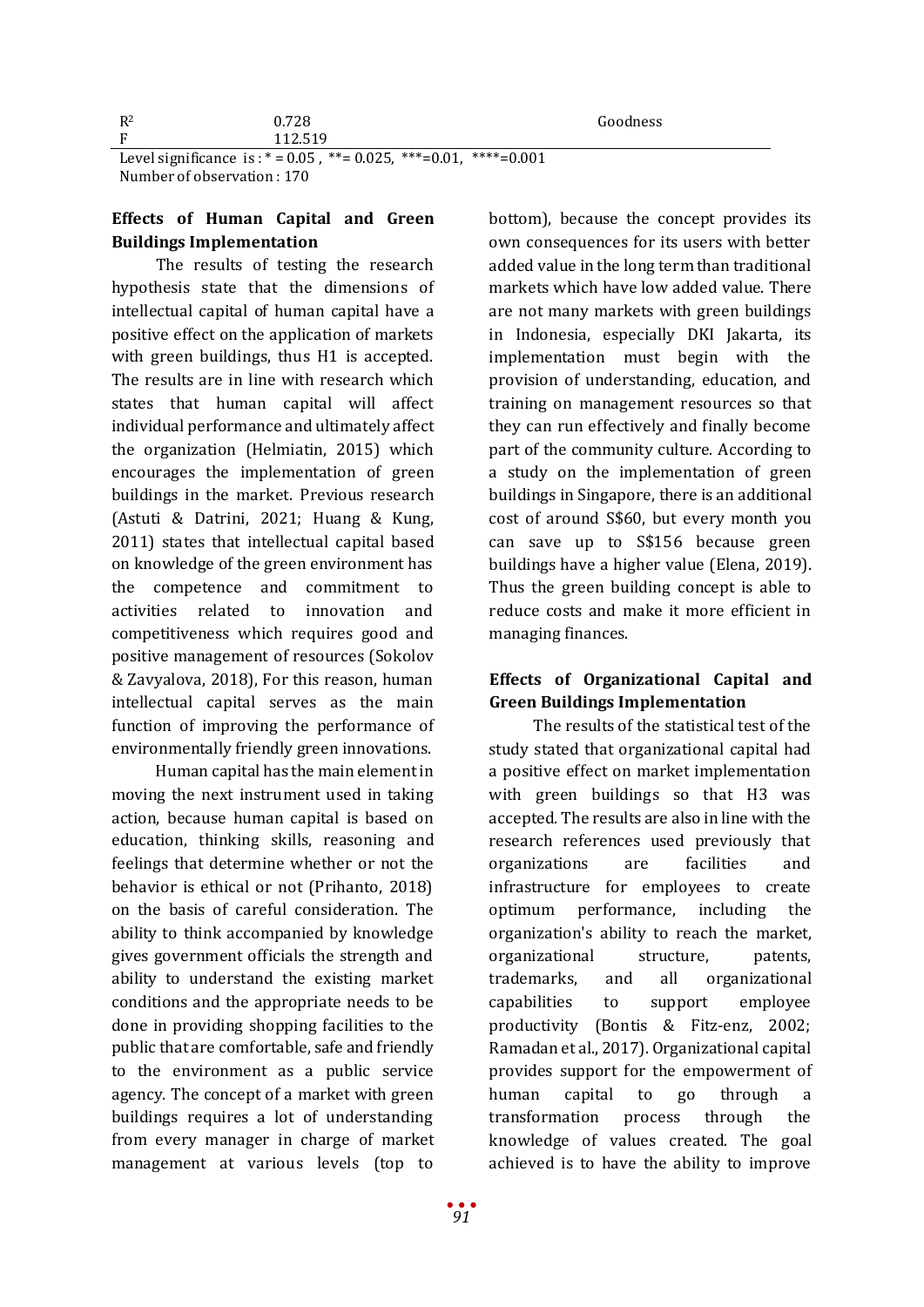| | | |
|---|---|---|
| $R^2$ | 0.728 | Goodness |
| F | 112.519 | |

Level significance is : * = 0.05 , **= 0.025, ***=0.01, ****=0.001
Number of observation : 170

## Effects of Human Capital and Green Buildings Implementation

The results of testing the research hypothesis state that the dimensions of intellectual capital of human capital have a positive effect on the application of markets with green buildings, thus H1 is accepted. The results are in line with research which states that human capital will affect individual performance and ultimately affect the organization (Helmiatin, 2015) which encourages the implementation of green buildings in the market. Previous research (Astuti & Datrini, 2021; Huang & Kung, 2011) states that intellectual capital based on knowledge of the green environment has the competence and commitment to activities related to innovation and competitiveness which requires good and positive management of resources (Sokolov & Zavyalova, 2018), For this reason, human intellectual capital serves as the main function of improving the performance of environmentally friendly green innovations.

Human capital has the main element in moving the next instrument used in taking action, because human capital is based on education, thinking skills, reasoning and feelings that determine whether or not the behavior is ethical or not (Prihanto, 2018) on the basis of careful consideration. The ability to think accompanied by knowledge gives government officials the strength and ability to understand the existing market conditions and the appropriate needs to be done in providing shopping facilities to the public that are comfortable, safe and friendly to the environment as a public service agency. The concept of a market with green buildings requires a lot of understanding from every manager in charge of market management at various levels (top to bottom), because the concept provides its own consequences for its users with better added value in the long term than traditional markets which have low added value. There are not many markets with green buildings in Indonesia, especially DKI Jakarta, its implementation must begin with the provision of understanding, education, and training on management resources so that they can run effectively and finally become part of the community culture. According to a study on the implementation of green buildings in Singapore, there is an additional cost of around S$60, but every month you can save up to S$156 because green buildings have a higher value (Elena, 2019). Thus the green building concept is able to reduce costs and make it more efficient in managing finances.

## Effects of Organizational Capital and Green Buildings Implementation

The results of the statistical test of the study stated that organizational capital had a positive effect on market implementation with green buildings so that H3 was accepted. The results are also in line with the research references used previously that organizations are facilities and infrastructure for employees to create optimum performance, including the organization's ability to reach the market, organizational structure, patents, trademarks, and all organizational capabilities to support employee productivity (Bontis & Fitz-enz, 2002; Ramadan et al., 2017). Organizational capital provides support for the empowerment of human capital to go through a transformation process through the knowledge of values created. The goal achieved is to have the ability to improve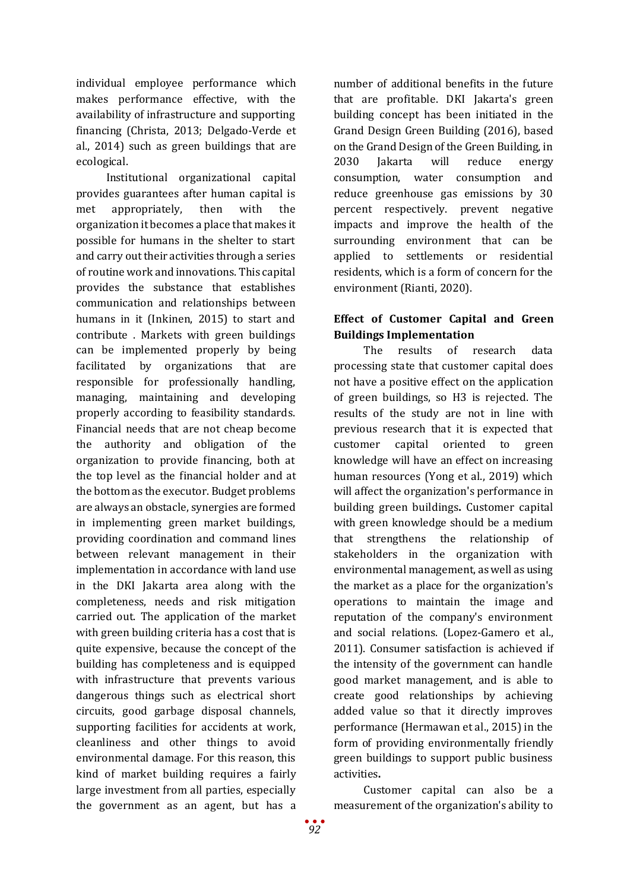individual employee performance which makes performance effective, with the availability of infrastructure and supporting financing (Christa, 2013; Delgado-Verde et al., 2014) such as green buildings that are ecological.

Institutional organizational capital provides guarantees after human capital is met appropriately, then with the organization it becomes a place that makes it possible for humans in the shelter to start and carry out their activities through a series of routine work and innovations. This capital provides the substance that establishes communication and relationships between humans in it (Inkinen, 2015) to start and contribute . Markets with green buildings can be implemented properly by being facilitated by organizations that are responsible for professionally handling, managing, maintaining and developing properly according to feasibility standards. Financial needs that are not cheap become the authority and obligation of the organization to provide financing, both at the top level as the financial holder and at the bottom as the executor. Budget problems are always an obstacle, synergies are formed in implementing green market buildings, providing coordination and command lines between relevant management in their implementation in accordance with land use in the DKI Jakarta area along with the completeness, needs and risk mitigation carried out. The application of the market with green building criteria has a cost that is quite expensive, because the concept of the building has completeness and is equipped with infrastructure that prevents various dangerous things such as electrical short circuits, good garbage disposal channels, supporting facilities for accidents at work, cleanliness and other things to avoid environmental damage. For this reason, this kind of market building requires a fairly large investment from all parties, especially the government as an agent, but has a number of additional benefits in the future that are profitable. DKI Jakarta's green building concept has been initiated in the Grand Design Green Building (2016), based on the Grand Design of the Green Building, in 2030 Jakarta will reduce energy consumption, water consumption and reduce greenhouse gas emissions by 30 percent respectively. prevent negative impacts and improve the health of the surrounding environment that can be applied to settlements or residential residents, which is a form of concern for the environment (Rianti, 2020).

## Effect of Customer Capital and Green Buildings Implementation

The results of research data processing state that customer capital does not have a positive effect on the application of green buildings, so H3 is rejected. The results of the study are not in line with previous research that it is expected that customer capital oriented to green knowledge will have an effect on increasing human resources (Yong et al., 2019) which will affect the organization's performance in building green buildings**.** Customer capital with green knowledge should be a medium that strengthens the relationship of stakeholders in the organization with environmental management, as well as using the market as a place for the organization's operations to maintain the image and reputation of the company's environment and social relations. (Lopez-Gamero et al., 2011). Consumer satisfaction is achieved if the intensity of the government can handle good market management, and is able to create good relationships by achieving added value so that it directly improves performance (Hermawan et al., 2015) in the form of providing environmentally friendly green buildings to support public business activities**.**

Customer capital can also be a measurement of the organization's ability to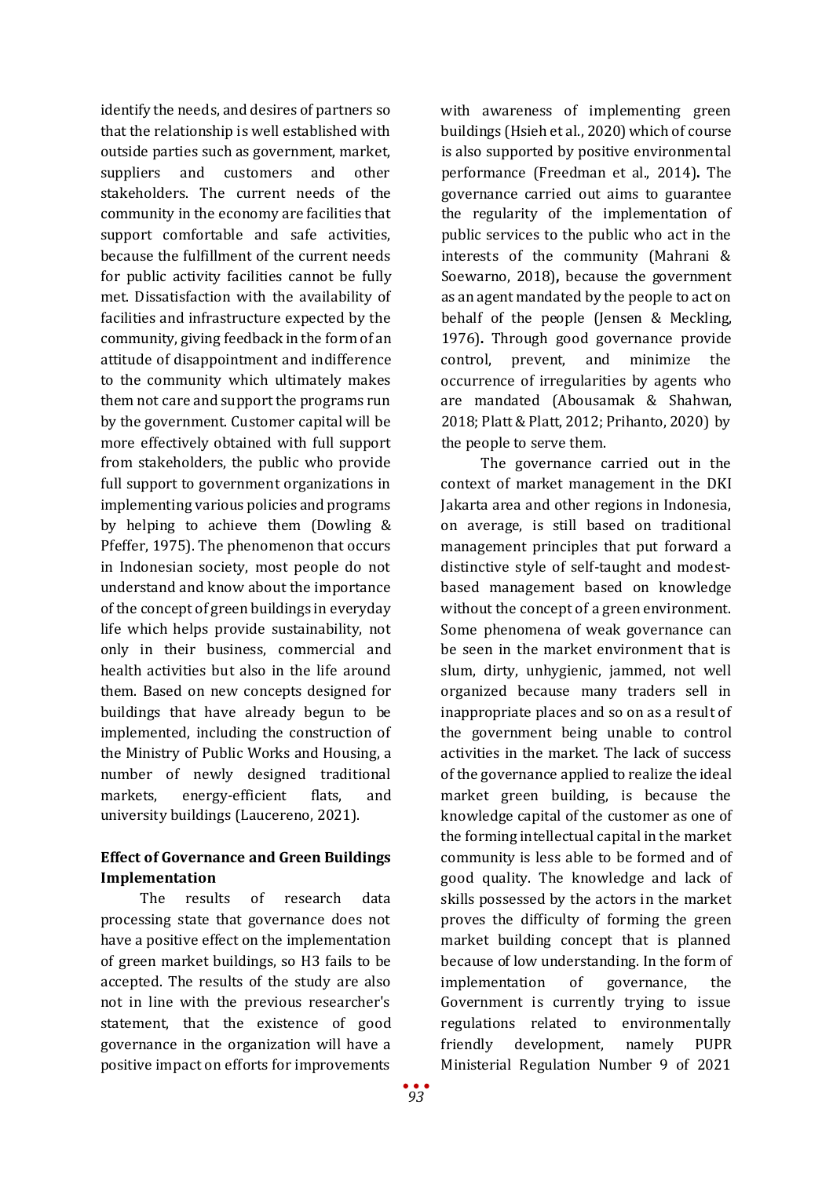identify the needs, and desires of partners so that the relationship is well established with outside parties such as government, market, suppliers and customers and other stakeholders. The current needs of the community in the economy are facilities that support comfortable and safe activities, because the fulfillment of the current needs for public activity facilities cannot be fully met. Dissatisfaction with the availability of facilities and infrastructure expected by the community, giving feedback in the form of an attitude of disappointment and indifference to the community which ultimately makes them not care and support the programs run by the government. Customer capital will be more effectively obtained with full support from stakeholders, the public who provide full support to government organizations in implementing various policies and programs by helping to achieve them (Dowling & Pfeffer, 1975). The phenomenon that occurs in Indonesian society, most people do not understand and know about the importance of the concept of green buildings in everyday life which helps provide sustainability, not only in their business, commercial and health activities but also in the life around them. Based on new concepts designed for buildings that have already begun to be implemented, including the construction of the Ministry of Public Works and Housing, a number of newly designed traditional markets, energy-efficient flats, and university buildings (Laucereno, 2021).

**Effect of Governance and Green Buildings Implementation**

The results of research data processing state that governance does not have a positive effect on the implementation of green market buildings, so H3 fails to be accepted. The results of the study are also not in line with the previous researcher's statement, that the existence of good governance in the organization will have a positive impact on efforts for improvements with awareness of implementing green buildings (Hsieh et al., 2020) which of course is also supported by positive environmental performance (Freedman et al., 2014)**.** The governance carried out aims to guarantee the regularity of the implementation of public services to the public who act in the interests of the community (Mahrani & Soewarno, 2018)**,** because the government as an agent mandated by the people to act on behalf of the people (Jensen & Meckling, 1976)**.** Through good governance provide control, prevent, and minimize the occurrence of irregularities by agents who are mandated (Abousamak & Shahwan, 2018; Platt & Platt, 2012; Prihanto, 2020) by the people to serve them.

The governance carried out in the context of market management in the DKI Jakarta area and other regions in Indonesia, on average, is still based on traditional management principles that put forward a distinctive style of self-taught and modest-based management based on knowledge without the concept of a green environment. Some phenomena of weak governance can be seen in the market environment that is slum, dirty, unhygienic, jammed, not well organized because many traders sell in inappropriate places and so on as a result of the government being unable to control activities in the market. The lack of success of the governance applied to realize the ideal market green building, is because the knowledge capital of the customer as one of the forming intellectual capital in the market community is less able to be formed and of good quality. The knowledge and lack of skills possessed by the actors in the market proves the difficulty of forming the green market building concept that is planned because of low understanding. In the form of implementation of governance, the Government is currently trying to issue regulations related to environmentally friendly development, namely PUPR Ministerial Regulation Number 9 of 2021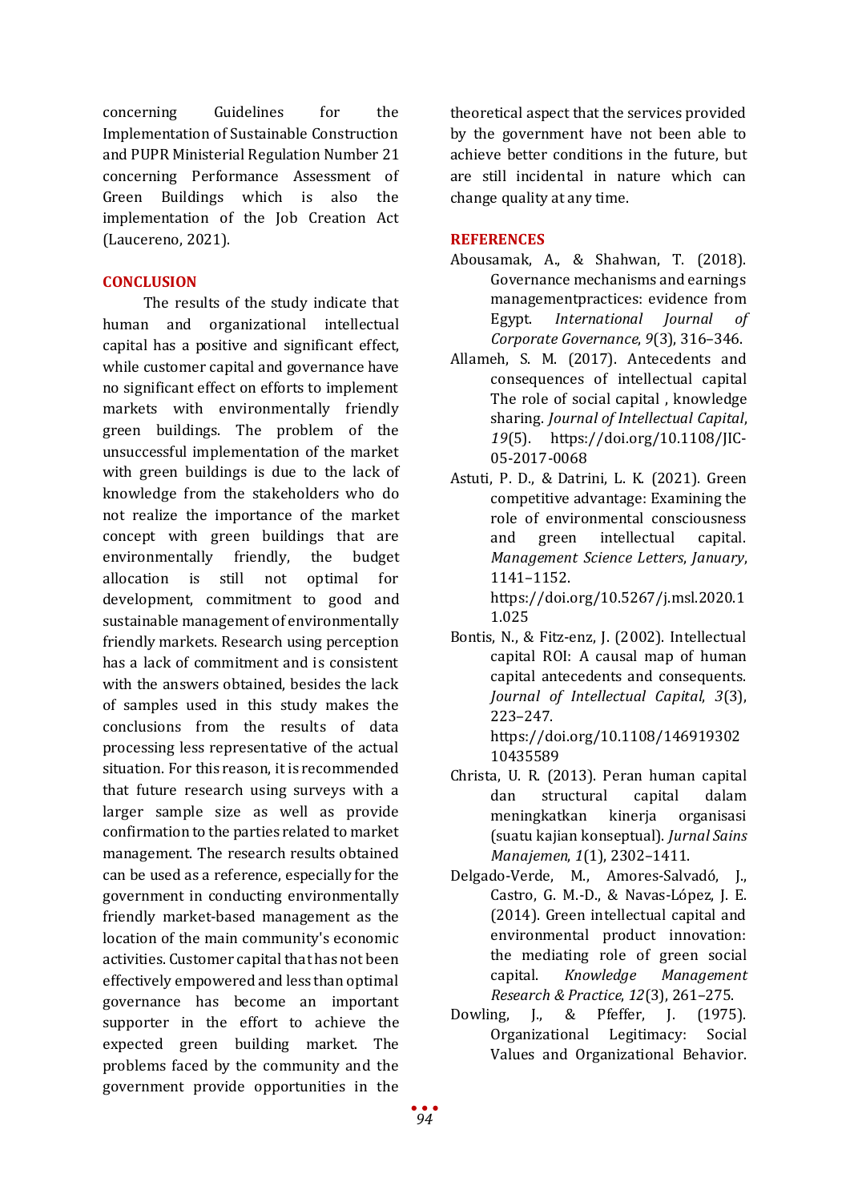concerning Guidelines for the Implementation of Sustainable Construction and PUPR Ministerial Regulation Number 21 concerning Performance Assessment of Green Buildings which is also the implementation of the Job Creation Act (Laucereno, 2021).

## CONCLUSION

The results of the study indicate that human and organizational intellectual capital has a positive and significant effect, while customer capital and governance have no significant effect on efforts to implement markets with environmentally friendly green buildings. The problem of the unsuccessful implementation of the market with green buildings is due to the lack of knowledge from the stakeholders who do not realize the importance of the market concept with green buildings that are environmentally friendly, the budget allocation is still not optimal for development, commitment to good and sustainable management of environmentally friendly markets. Research using perception has a lack of commitment and is consistent with the answers obtained, besides the lack of samples used in this study makes the conclusions from the results of data processing less representative of the actual situation. For this reason, it is recommended that future research using surveys with a larger sample size as well as provide confirmation to the parties related to market management. The research results obtained can be used as a reference, especially for the government in conducting environmentally friendly market-based management as the location of the main community's economic activities. Customer capital that has not been effectively empowered and less than optimal governance has become an important supporter in the effort to achieve the expected green building market. The problems faced by the community and the government provide opportunities in the theoretical aspect that the services provided by the government have not been able to achieve better conditions in the future, but are still incidental in nature which can change quality at any time.

## REFERENCES

Abousamak, A., & Shahwan, T. (2018). Governance mechanisms and earnings managementpractices: evidence from Egypt. *International Journal of Corporate Governance*, *9*(3), 316–346.

Allameh, S. M. (2017). Antecedents and consequences of intellectual capital The role of social capital , knowledge sharing. *Journal of Intellectual Capital*, *19*(5). https://doi.org/10.1108/JIC-05-2017-0068

Astuti, P. D., & Datrini, L. K. (2021). Green competitive advantage: Examining the role of environmental consciousness and green intellectual capital. *Management Science Letters*, *January*, 1141–1152. https://doi.org/10.5267/j.msl.2020.11.025

Bontis, N., & Fitz-enz, J. (2002). Intellectual capital ROI: A causal map of human capital antecedents and consequents. *Journal of Intellectual Capital*, *3*(3), 223–247. https://doi.org/10.1108/14691930210435589

Christa, U. R. (2013). Peran human capital dan structural capital dalam meningkatkan kinerja organisasi (suatu kajian konseptual). *Jurnal Sains Manajemen*, *1*(1), 2302–1411.

Delgado-Verde, M., Amores-Salvadó, J., Castro, G. M.-D., & Navas-López, J. E. (2014). Green intellectual capital and environmental product innovation: the mediating role of green social capital. *Knowledge Management Research & Practice*, *12*(3), 261–275.

Dowling, J., & Pfeffer, J. (1975). Organizational Legitimacy: Social Values and Organizational Behavior.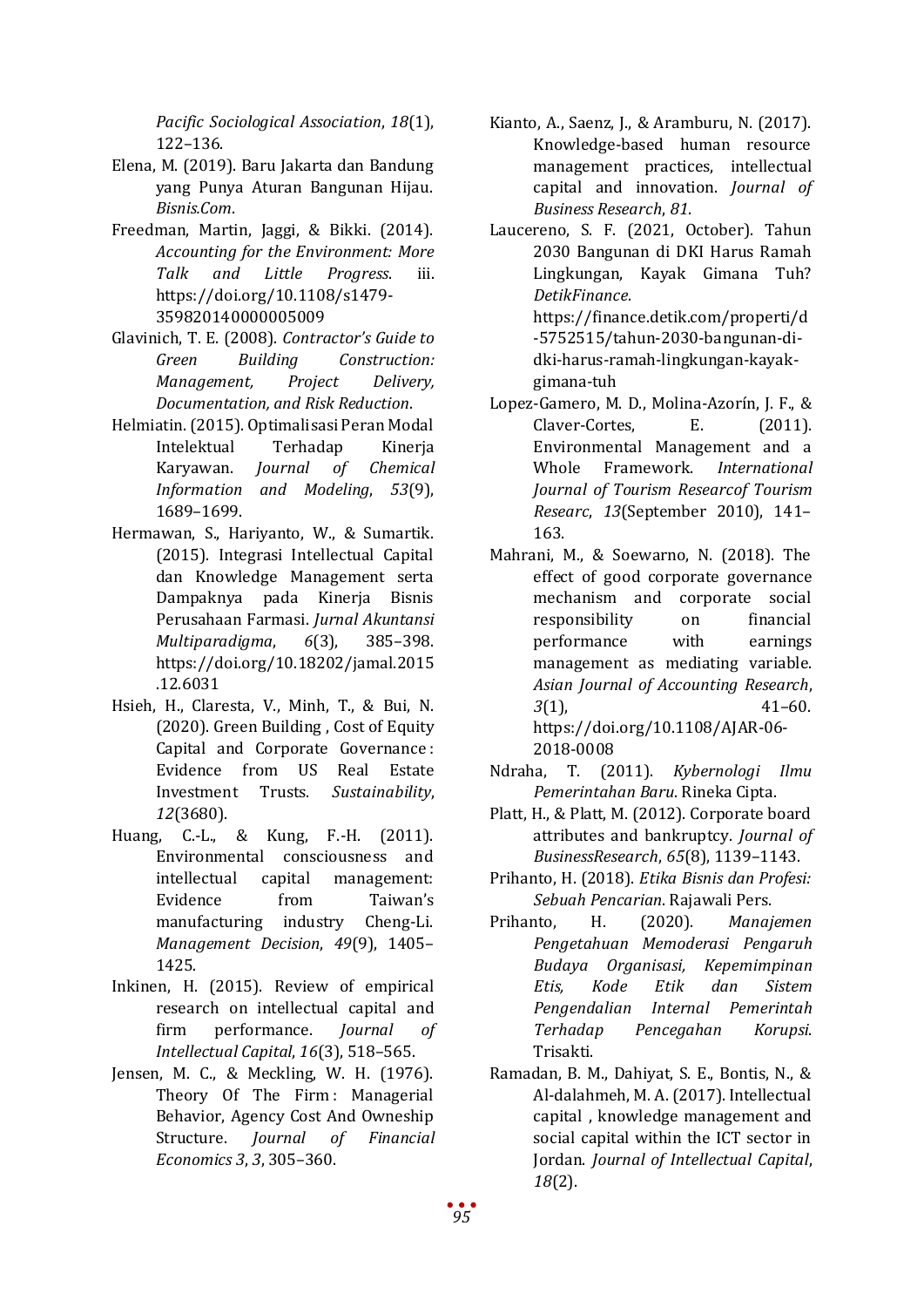*Pacific Sociological Association*, *18*(1), 122–136.

Elena, M. (2019). Baru Jakarta dan Bandung yang Punya Aturan Bangunan Hijau. *Bisnis.Com*.

Freedman, Martin, Jaggi, & Bikki. (2014). *Accounting for the Environment: More Talk and Little Progress*. iii. https://doi.org/10.1108/s1479-359820140000005009

Glavinich, T. E. (2008). *Contractor's Guide to Green Building Construction: Management, Project Delivery, Documentation, and Risk Reduction*.

Helmiatin. (2015). Optimalisasi Peran Modal Intelektual Terhadap Kinerja Karyawan. *Journal of Chemical Information and Modeling*, *53*(9), 1689–1699.

Hermawan, S., Hariyanto, W., & Sumartik. (2015). Integrasi Intellectual Capital dan Knowledge Management serta Dampaknya pada Kinerja Bisnis Perusahaan Farmasi. *Jurnal Akuntansi Multiparadigma*, *6*(3), 385–398. https://doi.org/10.18202/jamal.2015.12.6031

Hsieh, H., Claresta, V., Minh, T., & Bui, N. (2020). Green Building , Cost of Equity Capital and Corporate Governance : Evidence from US Real Estate Investment Trusts. *Sustainability*, *12*(3680).

Huang, C.-L., & Kung, F.-H. (2011). Environmental consciousness and intellectual capital management: Evidence from Taiwan's manufacturing industry Cheng-Li. *Management Decision*, *49*(9), 1405–1425.

Inkinen, H. (2015). Review of empirical research on intellectual capital and firm performance. *Journal of Intellectual Capital*, *16*(3), 518–565.

Jensen, M. C., & Meckling, W. H. (1976). Theory Of The Firm : Managerial Behavior, Agency Cost And Owneship Structure. *Journal of Financial Economics 3*, *3*, 305–360.

Kianto, A., Saenz, J., & Aramburu, N. (2017). Knowledge-based human resource management practices, intellectual capital and innovation. *Journal of Business Research*, *81*.

Laucereno, S. F. (2021, October). Tahun 2030 Bangunan di DKI Harus Ramah Lingkungan, Kayak Gimana Tuh? *DetikFinance*. https://finance.detik.com/properti/d-5752515/tahun-2030-bangunan-di-dki-harus-ramah-lingkungan-kayak-gimana-tuh

Lopez-Gamero, M. D., Molina-Azorín, J. F., & Claver-Cortes, E. (2011). Environmental Management and a Whole Framework. *International Journal of Tourism Researcof Tourism Researc*, *13*(September 2010), 141–163.

Mahrani, M., & Soewarno, N. (2018). The effect of good corporate governance mechanism and corporate social responsibility on financial performance with earnings management as mediating variable. *Asian Journal of Accounting Research*, *3*(1), 41–60. https://doi.org/10.1108/AJAR-06-2018-0008

Ndraha, T. (2011). *Kybernologi Ilmu Pemerintahan Baru*. Rineka Cipta.

Platt, H., & Platt, M. (2012). Corporate board attributes and bankruptcy. *Journal of BusinessResearch*, *65*(8), 1139–1143.

Prihanto, H. (2018). *Etika Bisnis dan Profesi: Sebuah Pencarian*. Rajawali Pers.

Prihanto, H. (2020). *Manajemen Pengetahuan Memoderasi Pengaruh Budaya Organisasi, Kepemimpinan Etis, Kode Etik dan Sistem Pengendalian Internal Pemerintah Terhadap Pencegahan Korupsi*. Trisakti.

Ramadan, B. M., Dahiyat, S. E., Bontis, N., & Al-dalahmeh, M. A. (2017). Intellectual capital , knowledge management and social capital within the ICT sector in Jordan. *Journal of Intellectual Capital*, *18*(2).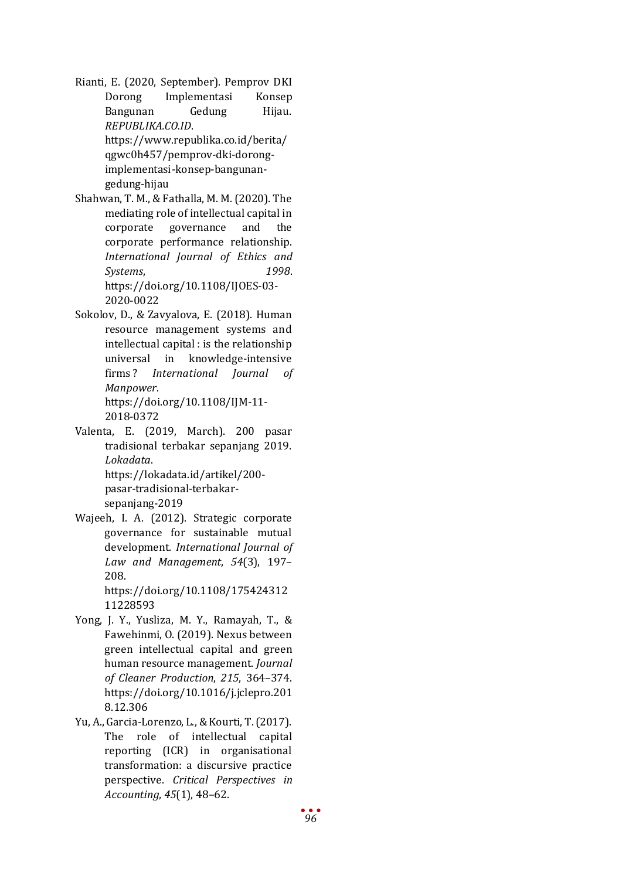Rianti, E. (2020, September). Pemprov DKI Dorong Implementasi Konsep Bangunan Gedung Hijau. *REPUBLIKA.CO.ID*. https://www.republika.co.id/berita/qgwc0h457/pemprov-dki-dorong-implementasi-konsep-bangunan-gedung-hijau

Shahwan, T. M., & Fathalla, M. M. (2020). The mediating role of intellectual capital in corporate governance and the corporate performance relationship. *International Journal of Ethics and Systems*, *1998*. https://doi.org/10.1108/IJOES-03-2020-0022

Sokolov, D., & Zavyalova, E. (2018). Human resource management systems and intellectual capital : is the relationship universal in knowledge-intensive firms ? *International Journal of Manpower*. https://doi.org/10.1108/IJM-11-2018-0372

Valenta, E. (2019, March). 200 pasar tradisional terbakar sepanjang 2019. *Lokadata*. https://lokadata.id/artikel/200-pasar-tradisional-terbakar-sepanjang-2019

Wajeeh, I. A. (2012). Strategic corporate governance for sustainable mutual development. *International Journal of Law and Management*, *54*(3), 197–208. https://doi.org/10.1108/17542431211228593

Yong, J. Y., Yusliza, M. Y., Ramayah, T., & Fawehinmi, O. (2019). Nexus between green intellectual capital and green human resource management. *Journal of Cleaner Production*, *215*, 364–374. https://doi.org/10.1016/j.jclepro.2018.12.306

Yu, A., Garcia-Lorenzo, L., & Kourti, T. (2017). The role of intellectual capital reporting (ICR) in organisational transformation: a discursive practice perspective. *Critical Perspectives in Accounting*, *45*(1), 48–62.